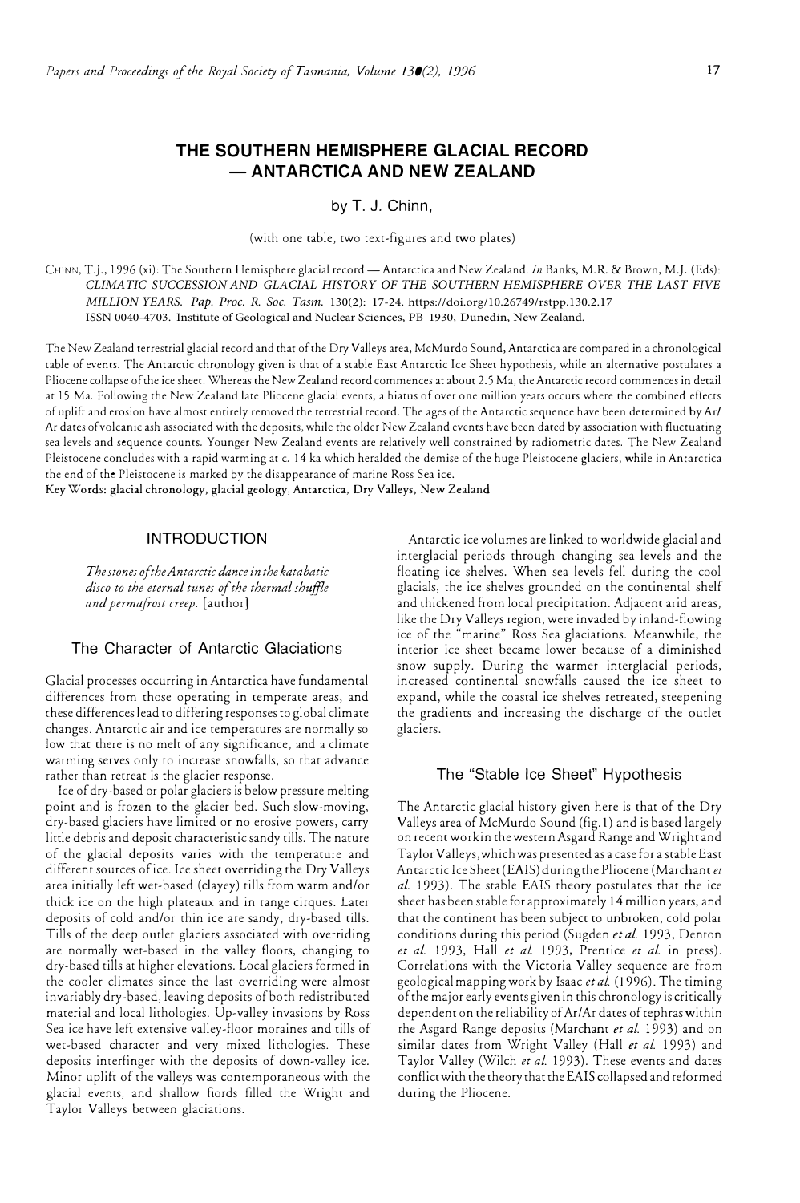# THE SOUTHERN HEMISPHERE GLACIAL RECORD — ANTARCTICA AND NEW ZEALAND

by T. J. Chinn,

(with one table, two text-figures and two plates)

CHINN, T.J., 1996 (xi): The Southern Hemisphere glacial record — Antarctica and New Zealand. *In* Banks, M.R. & Brown, M.J. (Eds): *CLIMATIC SUCCESSION AND GLACIAL HISTORY OF THE SOUTHERN HEMISPHERE OVER THE LAST FIVE MILLION YEARS*. *Pap. Proc. R. Soc. Tasm.* 130(2): 17-24. https://doi.org/10.26749/rstpp.130.2.17 ISSN 0040-4703. Institute of Geological and Nuclear Sciences, PB 1930, Dunedin, New Zealand.

The New Zealand terrestrial glacial record and that of the Dry Valleys area, McMurdo Sound, Antarctica are compared in a chronological table of events. The Antarctic chronology given is that of a stable East Antarctic Ice Sheet hypothesis, while an alternative postulates a Pliocene collapse of the ice sheet. Whereas the New Zealand record commences at about 2.5 Ma, the Antarctic record commences in detail at 15 Ma. Following the New Zealand late Pliocene glacial events, a hiatus of over one million years occurs where the combined effects of uplift and erosion have almost entirely removed the terrestrial record. The ages of the Antarctic sequence have been determined by Ar/Ar dates of volcanic ash associated with the deposits, while the older New Zealand events have been dated by association with fluctuating sea levels and sequence counts. Younger New Zealand events are relatively well constrained by radiometric dates. The New Zealand Pleistocene concludes with a rapid warming at c. 14 ka which heralded the demise of the huge Pleistocene glaciers, while in Antarctica the end of the Pleistocene is marked by the disappearance of marine Ross Sea ice.

Key Words: glacial chronology, glacial geology, Antarctica, Dry Valleys, New Zealand

## INTRODUCTION

*The stones of the Antarctic dance in the katabatic disco to the eternal tunes of the thermal shuffle and permafrost creep.* [author]

### The Character of Antarctic Glaciations

Glacial processes occurring in Antarctica have fundamental differences from those operating in temperate areas, and these differences lead to differing responses to global climate changes. Antarctic air and ice temperatures are normally so low that there is no melt of any significance, and a climate warming serves only to increase snowfalls, so that advance rather than retreat is the glacier response.

Ice of dry-based or polar glaciers is below pressure melting point and is frozen to the glacier bed. Such slow-moving, dry-based glaciers have limited or no erosive powers, carry little debris and deposit characteristic sandy tills. The nature of the glacial deposits varies with the temperature and different sources of ice. Ice sheet overriding the Dry Valleys area initially left wet-based (clayey) tills from warm and/or thick ice on the high plateaux and in range cirques. Later deposits of cold and/or thin ice are sandy, dry-based tills. Tills of the deep outlet glaciers associated with overriding are normally wet-based in the valley floors, changing to dry-based tills at higher elevations. Local glaciers formed in the cooler climates since the last overriding were almost invariably dry-based, leaving deposits of both redistributed material and local lithologies. Up-valley invasions by Ross Sea ice have left extensive valley-floor moraines and tills of wet-based character and very mixed lithologies. These deposits interfinger with the deposits of down-valley ice. Minor uplift of the valleys was contemporaneous with the glacial events, and shallow fiords filled the Wright and Taylor Valleys between glaciations.

Antarctic ice volumes are linked to worldwide glacial and interglacial periods through changing sea levels and the floating ice shelves. When sea levels fell during the cool glacials, the ice shelves grounded on the continental shelf and thickened from local precipitation. Adjacent arid areas, like the Dry Valleys region, were invaded by inland-flowing ice of the "marine" Ross Sea glaciations. Meanwhile, the interior ice sheet became lower because of a diminished snow supply. During the warmer interglacial periods, increased continental snowfalls caused the ice sheet to expand, while the coastal ice shelves retreated, steepening the gradients and increasing the discharge of the outlet glaciers.

### The "Stable Ice Sheet" Hypothesis

The Antarctic glacial history given here is that of the Dry Valleys area of McMurdo Sound (fig. 1) and is based largely on recent work in the western Asgard Range and Wright and Taylor Valleys, which was presented as a case for a stable East Antarctic Ice Sheet (EAIS) during the Pliocene (Marchant *et al.* 1993). The stable EAIS theory postulates that the ice sheet has been stable for approximately 14 million years, and that the continent has been subject to unbroken, cold polar conditions during this period (Sugden *et al.* 1993, Denton *et al.* 1993, Hall *et al.* 1993, Prentice *et al.* in press). Correlations with the Victoria Valley sequence are from geological mapping work by Isaac *et al.* (1996). The timing of the major early events given in this chronology is critically dependent on the reliability of Ar/Ar dates of tephras within the Asgard Range deposits (Marchant *et al.* 1993) and on similar dates from Wright Valley (Hall *et al.* 1993) and Taylor Valley (Wilch *et al.* 1993). These events and dates conflict with the theory that the EAIS collapsed and reformed during the Pliocene.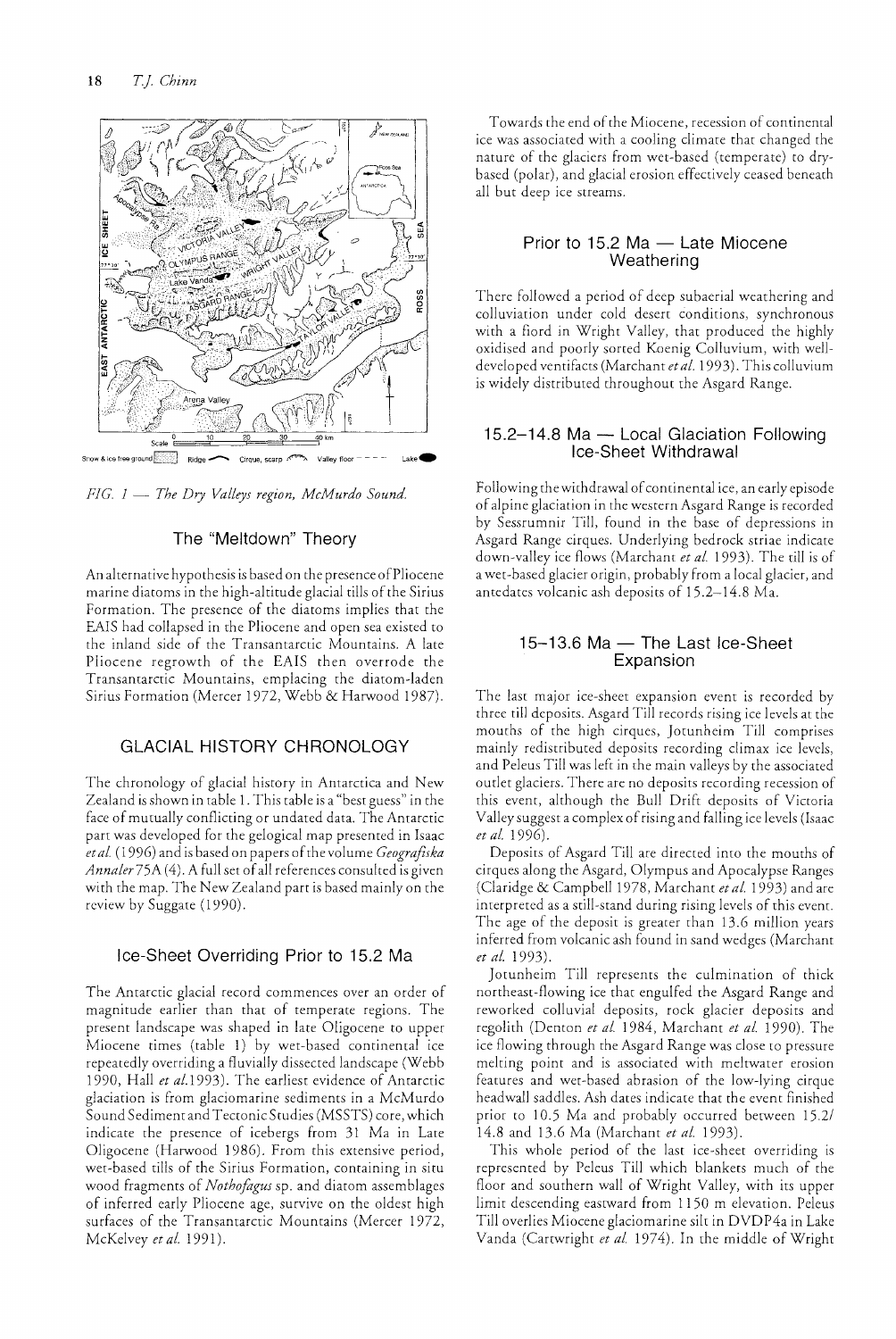*FIG. 1 — The Dry Valleys region, McMurdo Sound.*

## The "Meltdown" Theory

An alternative hypothesis is based on the presence of Pliocene marine diatoms in the high-altitude glacial tills of the Sirius Formation. The presence of the diatoms implies that the EAIS had collapsed in the Pliocene and open sea existed to the inland side of the Transantarctic Mountains. A late Pliocene regrowth of the EAIS then overrode the Transantarctic Mountains, emplacing the diatom-laden Sirius Formation (Mercer 1972, Webb & Harwood 1987).

# GLACIAL HISTORY CHRONOLOGY

The chronology of glacial history in Antarctica and New Zealand is shown in table 1. This table is a "best guess" in the face of mutually conflicting or undated data. The Antarctic part was developed for the gelogical map presented in Isaac *et al.* (1996) and is based on papers of the volume *Geografiska Annaler* 75A (4). A full set of all references consulted is given with the map. The New Zealand part is based mainly on the review by Suggate (1990).

## Ice-Sheet Overriding Prior to 15.2 Ma

The Antarctic glacial record commences over an order of magnitude earlier than that of temperate regions. The present landscape was shaped in late Oligocene to upper Miocene times (table 1) by wet-based continental ice repeatedly overriding a fluvially dissected landscape (Webb 1990, Hall *et al.* 1993). The earliest evidence of Antarctic glaciation is from glaciomarine sediments in a McMurdo Sound Sediment and Tectonic Studies (MSSTS) core, which indicate the presence of icebergs from 31 Ma in Late Oligocene (Harwood 1986). From this extensive period, wet-based tills of the Sirius Formation, containing in situ wood fragments of *Nothofagus* sp. and diatom assemblages of inferred early Pliocene age, survive on the oldest high surfaces of the Transantarctic Mountains (Mercer 1972, McKelvey *et al.* 1991).

Towards the end of the Miocene, recession of continental ice was associated with a cooling climate that changed the nature of the glaciers from wet-based (temperate) to dry-based (polar), and glacial erosion effectively ceased beneath all but deep ice streams.

## Prior to 15.2 Ma — Late Miocene Weathering

There followed a period of deep subaerial weathering and colluviation under cold desert conditions, synchronous with a fiord in Wright Valley, that produced the highly oxidised and poorly sorted Koenig Colluvium, with well-developed ventifacts (Marchant *et al.* 1993). This colluvium is widely distributed throughout the Asgard Range.

## 15.2–14.8 Ma — Local Glaciation Following Ice-Sheet Withdrawal

Following the withdrawal of continental ice, an early episode of alpine glaciation in the western Asgard Range is recorded by Sessrumnir Till, found in the base of depressions in Asgard Range cirques. Underlying bedrock striae indicate down-valley ice flows (Marchant *et al.* 1993). The till is of a wet-based glacier origin, probably from a local glacier, and antedates volcanic ash deposits of 15.2–14.8 Ma.

## 15–13.6 Ma — The Last Ice-Sheet Expansion

The last major ice-sheet expansion event is recorded by three till deposits. Asgard Till records rising ice levels at the mouths of the high cirques, Jotunheim Till comprises mainly redistributed deposits recording climax ice levels, and Peleus Till was left in the main valleys by the associated outlet glaciers. There are no deposits recording recession of this event, although the Bull Drift deposits of Victoria Valley suggest a complex of rising and falling ice levels (Isaac *et al.* 1996).

Deposits of Asgard Till are directed into the mouths of cirques along the Asgard, Olympus and Apocalypse Ranges (Claridge & Campbell 1978, Marchant *et al.* 1993) and are interpreted as a still-stand during rising levels of this event. The age of the deposit is greater than 13.6 million years inferred from volcanic ash found in sand wedges (Marchant *et al.* 1993).

Jotunheim Till represents the culmination of thick northeast-flowing ice that engulfed the Asgard Range and reworked colluvial deposits, rock glacier deposits and regolith (Denton *et al.* 1984, Marchant *et al.* 1990). The ice flowing through the Asgard Range was close to pressure melting point and is associated with meltwater erosion features and wet-based abrasion of the low-lying cirque headwall saddles. Ash dates indicate that the event finished prior to 10.5 Ma and probably occurred between 15.2/14.8 and 13.6 Ma (Marchant *et al.* 1993).

This whole period of the last ice-sheet overriding is represented by Peleus Till which blankets much of the floor and southern wall of Wright Valley, with its upper limit descending eastward from 1150 m elevation. Peleus Till overlies Miocene glaciomarine silt in DVDP4a in Lake Vanda (Cartwright *et al.* 1974). In the middle of Wright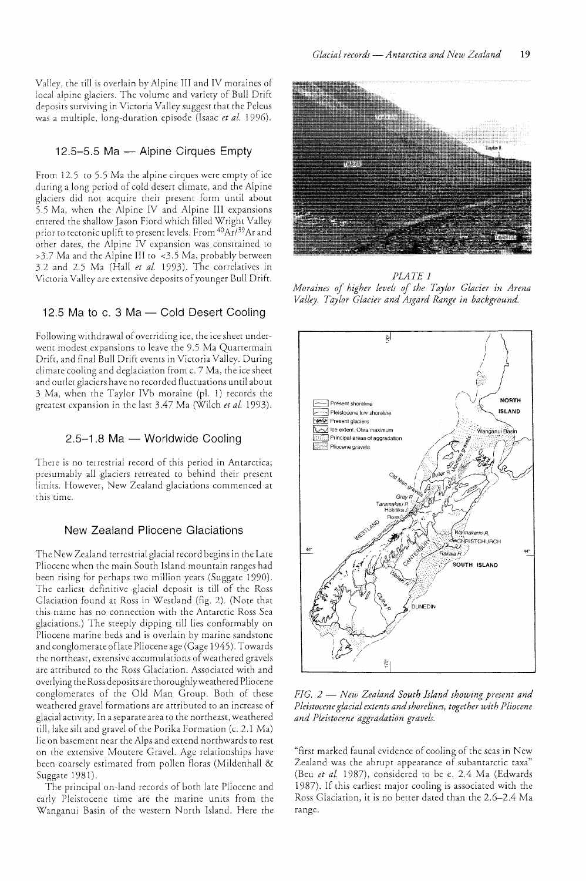Valley, the till is overlain by Alpine III and IV moraines of local alpine glaciers. The volume and variety of Bull Drift deposits surviving in Victoria Valley suggest that the Peleus was a multiple, long-duration episode (Isaac *et al.* 1996).

## 12.5–5.5 Ma — Alpine Cirques Empty

From 12.5 to 5.5 Ma the alpine cirques were empty of ice during a long period of cold desert climate, and the Alpine glaciers did not acquire their present form until about 5.5 Ma, when the Alpine IV and Alpine III expansions entered the shallow Jason Fiord which filled Wright Valley prior to tectonic uplift to present levels. From $^{40}Ar/^{39}Ar$ and other dates, the Alpine IV expansion was constrained to >3.7 Ma and the Alpine III to <3.5 Ma, probably between 3.2 and 2.5 Ma (Hall *et al.* 1993). The correlatives in Victoria Valley are extensive deposits of younger Bull Drift.

## 12.5 Ma to c. 3 Ma — Cold Desert Cooling

Following withdrawal of overriding ice, the ice sheet underwent modest expansions to leave the 9.5 Ma Quartermain Drift, and final Bull Drift events in Victoria Valley. During climate cooling and deglaciation from c. 7 Ma, the ice sheet and outlet glaciers have no recorded fluctuations until about 3 Ma, when the Taylor IVb moraine (pl. 1) records the greatest expansion in the last 3.47 Ma (Wilch *et al.* 1993).

## 2.5–1.8 Ma — Worldwide Cooling

There is no terrestrial record of this period in Antarctica; presumably all glaciers retreated to behind their present limits. However, New Zealand glaciations commenced at this time.

## New Zealand Pliocene Glaciations

The New Zealand terrestrial glacial record begins in the Late Pliocene when the main South Island mountain ranges had been rising for perhaps two million years (Suggate 1990). The earliest definitive glacial deposit is till of the Ross Glaciation found at Ross in Westland (fig. 2). (Note that this name has no connection with the Antarctic Ross Sea glaciations.) The steeply dipping till lies conformably on Pliocene marine beds and is overlain by marine sandstone and conglomerate of late Pliocene age (Gage 1945). Towards the northeast, extensive accumulations of weathered gravels are attributed to the Ross Glaciation. Associated with and overlying the Ross deposits are thoroughly weathered Pliocene conglomerates of the Old Man Group. Both of these weathered gravel formations are attributed to an increase of glacial activity. In a separate area to the northeast, weathered till, lake silt and gravel of the Porika Formation (c. 2.1 Ma) lie on basement near the Alps and extend northwards to rest on the extensive Moutere Gravel. Age relationships have been coarsely estimated from pollen floras (Mildenhall & Suggate 1981).

The principal on-land records of both late Pliocene and early Pleistocene time are the marine units from the Wanganui Basin of the western North Island. Here the "first marked faunal evidence of cooling of the seas in New Zealand was the abrupt appearance of subantarctic taxa" (Beu *et al.* 1987), considered to be c. 2.4 Ma (Edwards 1987). If this earliest major cooling is associated with the Ross Glaciation, it is no better dated than the 2.6–2.4 Ma range.

*PLATE 1*
*Moraines of higher levels of the Taylor Glacier in Arena Valley. Taylor Glacier and Asgard Range in background.*

*FIG. 2 — New Zealand South Island showing present and Pleistocene glacial extents and shorelines, together with Pliocene and Pleistocene aggradation gravels.*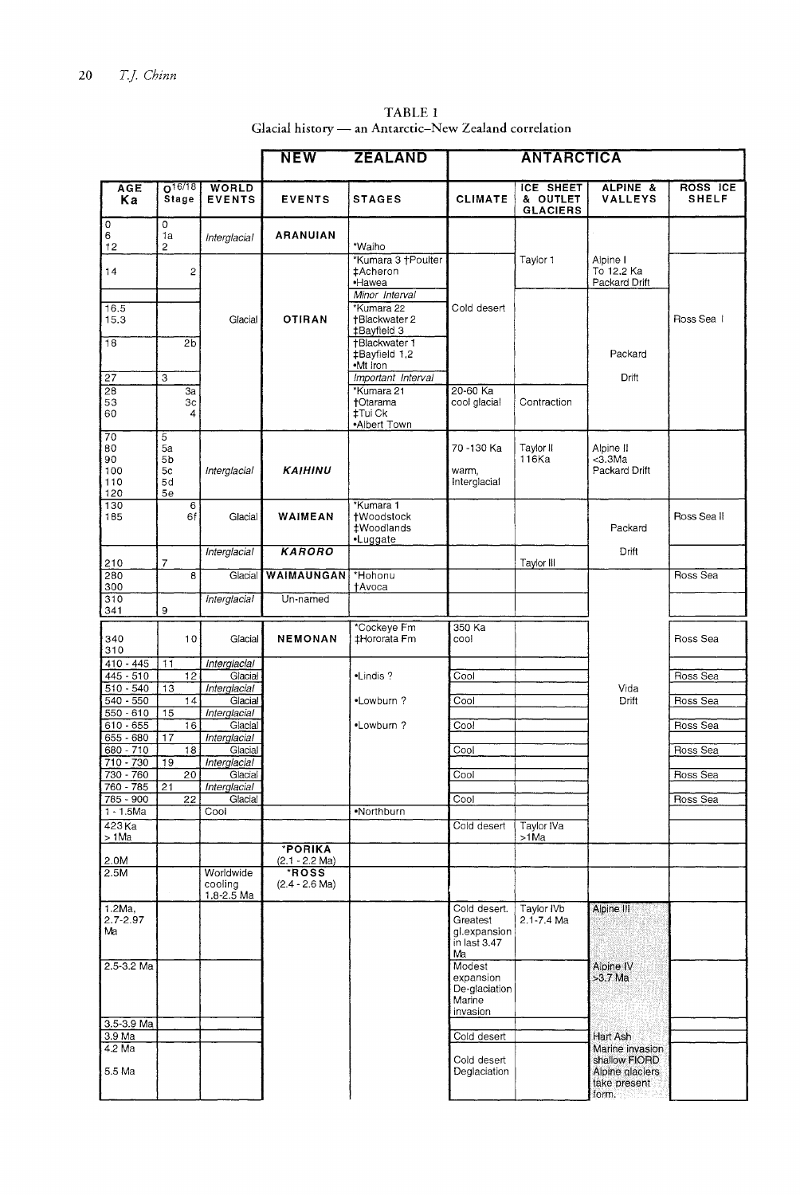TABLE 1
Glacial history — an Antarctic–New Zealand correlation

| | | | NEW ZEALAND | | ANTARCTICA | | | |
|---|---|---|---|---|---|---|---|---|
| AGE Ka | $O^{16/18}$ Stage | WORLD EVENTS | EVENTS | STAGES | CLIMATE | ICE SHEET & OUTLET GLACIERS | ALPINE & VALLEYS | ROSS ICE SHELF |
| 0<br>6<br>12 | 0<br>1a<br>2 | *Interglacial* | **ARANUIAN** | *Waiho | | | | |
| 14 | 2 | | | *Kumara 3 †Poulter<br>‡Acheron<br>•Hawea | Cold desert | Taylor 1 | Alpine I<br>To 12.2 Ka<br>Packard Drift | Ross Sea I |
| | | | | *Minor Interval* | | | | |
| 16.5<br>15.3 | | Glacial | **OTIRAN** | *Kumara 22<br>†Blackwater 2<br>‡Bayfield 3 | | | | |
| 18 | 2b | | | †Blackwater 1<br>‡Bayfield 1,2<br>•Mt Iron | | | Packard | |
| 27 | 3 | | | *Important Interval* | | | Drift | |
| 28<br>53<br>60 | 3a<br>3c<br>4 | | | *Kumara 21<br>†Otarama<br>‡Tui Ck<br>•Albert Town | 20-60 Ka cool glacial | Contraction | | |
| 70<br>80<br>90<br>100<br>110<br>120 | 5<br>5a<br>5b<br>5c<br>5d<br>5e | *Interglacial* | ***KAIHINU*** | | 70 -130 Ka<br><br>warm, interglacial | Taylor II<br>116Ka | Alpine II<br><3.3Ma<br>Packard Drift | |
| 130<br>185 | 6<br>6f | Glacial | **WAIMEAN** | *Kumara 1<br>†Woodstock<br>‡Woodlands<br>•Luggate | | | Packard | Ross Sea II |
| 210 | 7 | *Interglacial* | ***KARORO*** | | | Taylor III | Drift | |
| 280<br>300 | 8 | Glacial | **WAIMAUNGAN** | *Hohonu<br>†Avoca | | | | Ross Sea |
| 310<br>341 | 9 | *Interglacial* | Un-named | | | | | |
| 340<br>310 | 10 | Glacial | **NEMONAN** | *Cockeye Fm<br>‡Hororata Fm | 350 Ka cool | | | Ross Sea |
| 410 - 445 | 11 | *Interglacial* | | | | | | |
| 445 - 510 | 12 | Glacial | | •Lindis ? | Cool | | | Ross Sea |
| 510 - 540 | 13 | *Interglacial* | | | | | Vida | |
| 540 - 550 | 14 | Glacial | | •Lowburn ? | Cool | | Drift | Ross Sea |
| 550 - 610 | 15 | *Interglacial* | | | | | | |
| 610 - 655 | 16 | Glacial | | •Lowburn ? | Cool | | | Ross Sea |
| 655 - 680 | 17 | *Interglacial* | | | | | | |
| 680 - 710 | 18 | Glacial | | | Cool | | | Ross Sea |
| 710 - 730 | 19 | *Interglacial* | | | | | | |
| 730 - 760 | 20 | Glacial | | | Cool | | | Ross Sea |
| 760 - 785 | 21 | *Interglacial* | | | | | | |
| 785 - 900 | 22 | Glacial | | | Cool | | | Ross Sea |
| 1 - 1.5Ma | | Cool | | •Northburn | | | | |
| 423 Ka<br>> 1Ma | | | | | Cold desert | Taylor IVa<br>>1Ma | | |
| 2.0M | | | ***PORIKA**<br>(2.1 - 2.2 Ma) | | | | | |
| 2.5M | | Worldwide cooling 1.8-2.5 Ma | ***ROSS**<br>(2.4 - 2.6 Ma) | | | | | |
| 1.2Ma,<br>2.7-2.97 Ma | | | | | Cold desert. Greatest gl.expansion in last 3.47 Ma | Taylor IVb<br>2.1-7.4 Ma | Alpine III | |
| 2.5-3.2 Ma | | | | | Modest expansion De-glaciation Marine invasion | | Alpine IV<br>>3.7 Ma | |
| 3.5-3.9 Ma | | | | | | | | |
| 3.9 Ma | | | | | Cold desert | | Hart Ash | |
| 4.2 Ma<br><br>5.5 Ma | | | | | Cold desert Deglaciation | | Marine invasion shallow FIORD Alpine glaciers take present form. | |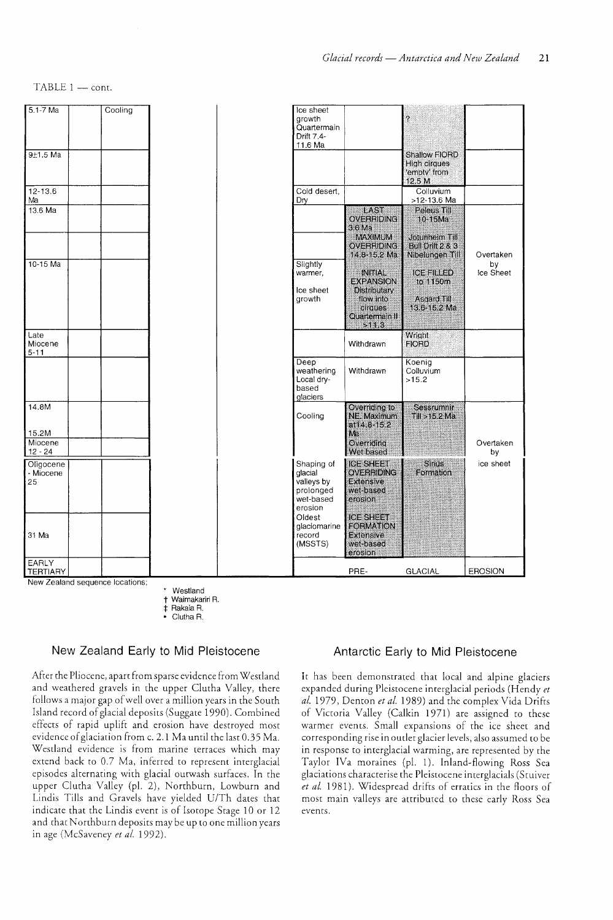TABLE 1 — cont.

| | | | | | | | |
|---|---|---|---|---|---|---|---|
| 5.1-7 Ma | | Cooling | | | Ice sheet growth Quartermain Drift 7.4-11.6 Ma | | ? | |
| 9±1.5 Ma | | | | | | | Shallow FIORD High cirques 'empty' from 12.5 M | |
| 12-13.6 Ma | | | | | Cold desert, Dry | | Colluvium >12-13.6 Ma | |
| 13.6 Ma | | | | | | LAST OVERRIDING 3.6 Ma | Peleus Till 10-15Ma | Overtaken by Ice Sheet |
| | | | | | | MAXIMUM OVERRIDING 14.8-15.2 Ma | Jotunheim Till Bull Drift 2 & 3 Nibelungen Till | |
| 10-15 Ma | | | | | Slightly warmer, Ice sheet growth | INITIAL EXPANSION Distributary flow into cirques Quartermain II >11.3 | ICE FILLED to 1150m Asgard Till 13.6-15.2 Ma | |
| Late Miocene 5-11 | | | | | | Withdrawn | Wright FIORD | |
| | | | | | Deep weathering Local dry-based glaciers | Withdrawn | Koenig Colluvium >15.2 | |
| 14.8M 15.2M | | | | | Cooling | Overriding to NE. Maximum at14.8-15.2 Ma | Sessrumnir Till >15.2 Ma | |
| Miocene 12 - 24 | | | | | | Overriding Wet based | | Overtaken by ice sheet |
| Oligocene - Miocene 25 | | | | | Shaping of glacial valleys by prolonged wet-based erosion | ICE SHEET OVERRIDING Extensive wet-based erosion | Sirius Formation | |
| 31 Ma | | | | | Oldest glaciomarine record (MSSTS) | ICE SHEET FORMATION Extensive wet-based erosion | | |
| EARLY TERTIARY | | | | | | PRE- | GLACIAL | EROSION |

New Zealand sequence locations;
* Westland
† Waimakariri R.
‡ Rakaia R.
• Clutha R.

## New Zealand Early to Mid Pleistocene

After the Pliocene, apart from sparse evidence from Westland and weathered gravels in the upper Clutha Valley, there follows a major gap of well over a million years in the South Island record of glacial deposits (Suggate 1990). Combined effects of rapid uplift and erosion have destroyed most evidence of glaciation from c. 2.1 Ma until the last 0.35 Ma. Westland evidence is from marine terraces which may extend back to 0.7 Ma, inferred to represent interglacial episodes alternating with glacial outwash surfaces. In the upper Clutha Valley (pl. 2), Northburn, Lowburn and Lindis Tills and Gravels have yielded U/Th dates that indicate that the Lindis event is of Isotope Stage 10 or 12 and that Northburn deposits may be up to one million years in age (McSaveney *et al.* 1992).

## Antarctic Early to Mid Pleistocene

It has been demonstrated that local and alpine glaciers expanded during Pleistocene interglacial periods (Hendy *et al.* 1979, Denton *et al.* 1989) and the complex Vida Drifts of Victoria Valley (Calkin 1971) are assigned to these warmer events. Small expansions of the ice sheet and corresponding rise in outlet glacier levels, also assumed to be in response to interglacial warming, are represented by the Taylor IVa moraines (pl. 1). Inland-flowing Ross Sea glaciations characterise the Pleistocene interglacials (Stuiver *et al.* 1981). Widespread drifts of erratics in the floors of most main valleys are attributed to these early Ross Sea events.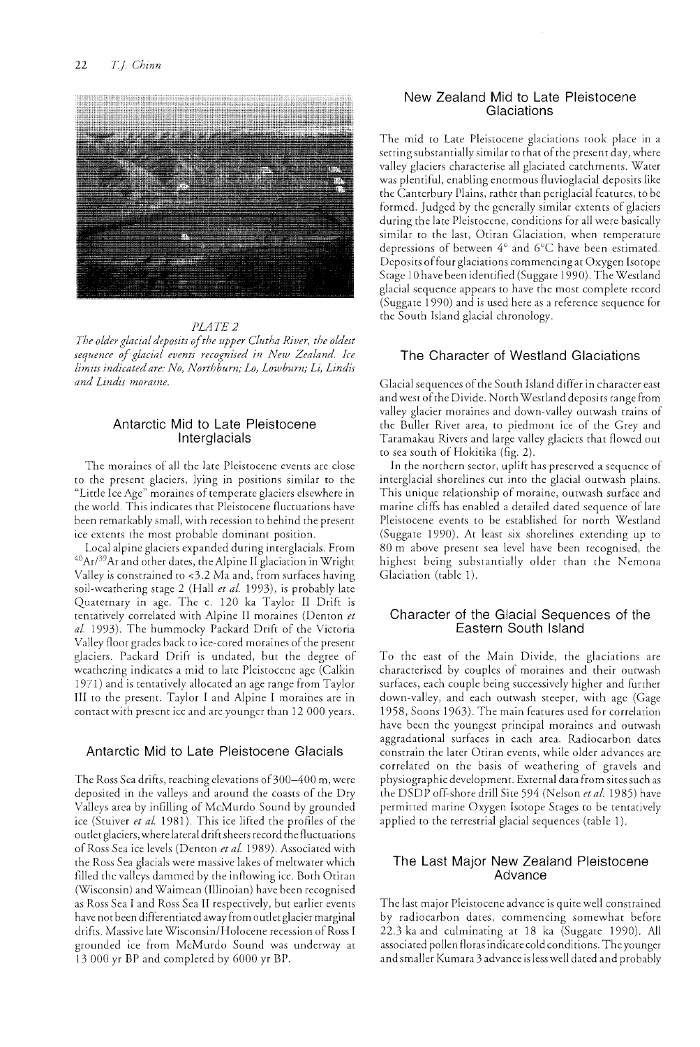*PLATE 2*

*The older glacial deposits of the upper Clutha River, the oldest sequence of glacial events recognised in New Zealand. Ice limits indicated are: No, Northburn; Lo, Lowburn; Li, Lindis and Lindis moraine.*

## Antarctic Mid to Late Pleistocene Interglacials

The moraines of all the late Pleistocene events are close to the present glaciers, lying in positions similar to the "Little Ice Age" moraines of temperate glaciers elsewhere in the world. This indicates that Pleistocene fluctuations have been remarkably small, with recession to behind the present ice extents the most probable dominant position.

Local alpine glaciers expanded during interglacials. From $^{40}Ar/^{39}Ar$ and other dates, the Alpine II glaciation in Wright Valley is constrained to <3.2 Ma and, from surfaces having soil-weathering stage 2 (Hall *et al.* 1993), is probably late Quaternary in age. The c. 120 ka Taylor II Drift is tentatively correlated with Alpine II moraines (Denton *et al.* 1993). The hummocky Packard Drift of the Victoria Valley floor grades back to ice-cored moraines of the present glaciers. Packard Drift is undated, but the degree of weathering indicates a mid to late Pleistocene age (Calkin 1971) and is tentatively allocated an age range from Taylor III to the present. Taylor I and Alpine I moraines are in contact with present ice and are younger than 12 000 years.

## Antarctic Mid to Late Pleistocene Glacials

The Ross Sea drifts, reaching elevations of 300–400 m, were deposited in the valleys and around the coasts of the Dry Valleys area by infilling of McMurdo Sound by grounded ice (Stuiver *et al.* 1981). This ice lifted the profiles of the outlet glaciers, where lateral drift sheets record the fluctuations of Ross Sea ice levels (Denton *et al.* 1989). Associated with the Ross Sea glacials were massive lakes of meltwater which filled the valleys dammed by the inflowing ice. Both Otiran (Wisconsin) and Waimean (Illinoian) have been recognised as Ross Sea I and Ross Sea II respectively, but earlier events have not been differentiated away from outlet glacier marginal drifts. Massive late Wisconsin/Holocene recession of Ross I grounded ice from McMurdo Sound was underway at 13 000 yr BP and completed by 6000 yr BP.

## New Zealand Mid to Late Pleistocene Glaciations

The mid to Late Pleistocene glaciations took place in a setting substantially similar to that of the present day, where valley glaciers characterise all glaciated catchments. Water was plentiful, enabling enormous fluvioglacial deposits like the Canterbury Plains, rather than periglacial features, to be formed. Judged by the generally similar extents of glaciers during the late Pleistocene, conditions for all were basically similar to the last, Otiran Glaciation, when temperature depressions of between 4° and 6°C have been estimated. Deposits of four glaciations commencing at Oxygen Isotope Stage 10 have been identified (Suggate 1990). The Westland glacial sequence appears to have the most complete record (Suggate 1990) and is used here as a reference sequence for the South Island glacial chronology.

## The Character of Westland Glaciations

Glacial sequences of the South Island differ in character east and west of the Divide. North Westland deposits range from valley glacier moraines and down-valley outwash trains of the Buller River area, to piedmont ice of the Grey and Taramakau Rivers and large valley glaciers that flowed out to sea south of Hokitika (fig. 2).

In the northern sector, uplift has preserved a sequence of interglacial shorelines cut into the glacial outwash plains. This unique relationship of moraine, outwash surface and marine cliffs has enabled a detailed dated sequence of late Pleistocene events to be established for north Westland (Suggate 1990). At least six shorelines extending up to 80 m above present sea level have been recognised, the highest being substantially older than the Nemona Glaciation (table 1).

## Character of the Glacial Sequences of the Eastern South Island

To the east of the Main Divide, the glaciations are characterised by couples of moraines and their outwash surfaces, each couple being successively higher and further down-valley, and each outwash steeper, with age (Gage 1958, Soons 1963). The main features used for correlation have been the youngest principal moraines and outwash aggradational surfaces in each area. Radiocarbon dates constrain the later Otiran events, while older advances are correlated on the basis of weathering of gravels and physiographic development. External data from sites such as the DSDP off-shore drill Site 594 (Nelson *et al.* 1985) have permitted marine Oxygen Isotope Stages to be tentatively applied to the terrestrial glacial sequences (table 1).

## The Last Major New Zealand Pleistocene Advance

The last major Pleistocene advance is quite well constrained by radiocarbon dates, commencing somewhat before 22.3 ka and culminating at 18 ka (Suggate 1990). All associated pollen floras indicate cold conditions. The younger and smaller Kumara 3 advance is less well dated and probably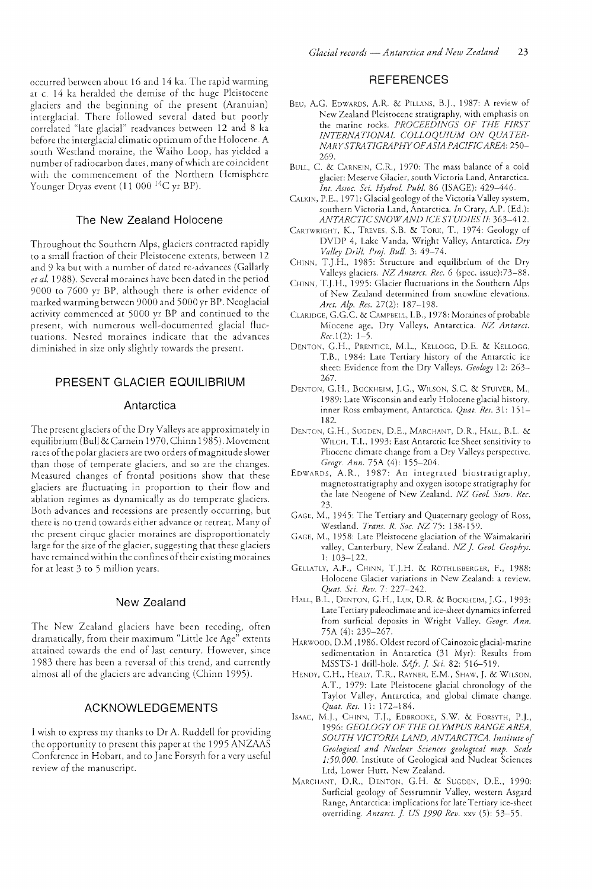occurred between about 16 and 14 ka. The rapid warming at c. 14 ka heralded the demise of the huge Pleistocene glaciers and the beginning of the present (Aranuian) interglacial. There followed several dated but poorly correlated "late glacial" readvances between 12 and 8 ka before the interglacial climatic optimum of the Holocene. A south Westland moraine, the Waiho Loop, has yielded a number of radiocarbon dates, many of which are coincident with the commencement of the Northern Hemisphere Younger Dryas event (11 000 $^{14}$C yr BP).

### The New Zealand Holocene

Throughout the Southern Alps, glaciers contracted rapidly to a small fraction of their Pleistocene extents, between 12 and 9 ka but with a number of dated re-advances (Gallatly *et al.* 1988). Several moraines have been dated in the period 9000 to 7600 yr BP, although there is other evidence of marked warming between 9000 and 5000 yr BP. Neoglacial activity commenced at 5000 yr BP and continued to the present, with numerous well-documented glacial fluctuations. Nested moraines indicate that the advances diminished in size only slightly towards the present.

## PRESENT GLACIER EQUILIBRIUM

### Antarctica

The present glaciers of the Dry Valleys are approximately in equilibrium (Bull & Carnein 1970, Chinn 1985). Movement rates of the polar glaciers are two orders of magnitude slower than those of temperate glaciers, and so are the changes. Measured changes of frontal positions show that these glaciers are fluctuating in proportion to their flow and ablation regimes as dynamically as do temperate glaciers. Both advances and recessions are presently occurring, but there is no trend towards either advance or retreat. Many of the present cirque glacier moraines are disproportionately large for the size of the glacier, suggesting that these glaciers have remained within the confines of their existing moraines for at least 3 to 5 million years.

### New Zealand

The New Zealand glaciers have been receding, often dramatically, from their maximum "Little Ice Age" extents attained towards the end of last century. However, since 1983 there has been a reversal of this trend, and currently almost all of the glaciers are advancing (Chinn 1995).

## ACKNOWLEDGEMENTS

I wish to express my thanks to Dr A. Ruddell for providing the opportunity to present this paper at the 1995 ANZAAS Conference in Hobart, and to Jane Forsyth for a very useful review of the manuscript.

## REFERENCES

Beu, A.G. Edwards, A.R. & Pillans, B.J., 1987: A review of New Zealand Pleistocene stratigraphy, with emphasis on the marine rocks. *PROCEEDINGS OF THE FIRST INTERNATIONAL COLLOQUIUM ON QUATERNARY STRATIGRAPHY OF ASIA PACIFIC AREA*: 250–269.

Bull, C. & Carnein, C.R., 1970: The mass balance of a cold glacier: Meserve Glacier, south Victoria Land, Antarctica. *Int. Assoc. Sci. Hydrol. Publ.* 86 (ISAGE): 429–446.

Calkin, P.E., 1971: Glacial geology of the Victoria Valley system, southern Victoria Land, Antarctica. *In* Crary, A.P. (Ed.): *ANTARCTIC SNOW AND ICE STUDIES II*: 363–412.

Cartwright, K., Treves, S.B. & Torii, T., 1974: Geology of DVDP 4, Lake Vanda, Wright Valley, Antarctica. *Dry Valley Drill. Proj. Bull.* 3: 49–74.

Chinn, T.J.H., 1985: Structure and equilibrium of the Dry Valleys glaciers. *NZ Antarct. Rec.* 6 (spec. issue):73–88.

Chinn, T.J.H., 1995: Glacier fluctuations in the Southern Alps of New Zealand determined from snowline elevations. *Arct. Alp. Res.* 27(2): 187–198.

Claridge, G.G.C. & Campbell, I.B., 1978: Moraines of probable Miocene age, Dry Valleys, Antarctica. *NZ Antarct. Rec.*1(2): 1–5.

Denton, G.H., Prentice, M.L., Kellogg, D.E. & Kellogg, T.B., 1984: Late Tertiary history of the Antarctic ice sheet: Evidence from the Dry Valleys. *Geology* 12: 263–267.

Denton, G.H., Bockheim, J.G., Wilson, S.C. & Stuiver, M., 1989: Late Wisconsin and early Holocene glacial history, inner Ross embayment, Antarctica. *Quat. Res.* 31: 151–182.

Denton, G.H., Sugden, D.E., Marchant, D.R., Hall, B.L. & Wilch, T.I., 1993: East Antarctic Ice Sheet sensitivity to Pliocene climate change from a Dry Valleys perspective. *Geogr. Ann.* 75A (4): 155–204.

Edwards, A.R., 1987: An integrated biostratigraphy, magnetostratigraphy and oxygen isotope stratigraphy for the late Neogene of New Zealand. *NZ Geol. Surv. Rec.* 23.

Gage, M., 1945: The Tertiary and Quaternary geology of Ross, Westland. *Trans. R. Soc. NZ* 75: 138–159.

Gage, M., 1958: Late Pleistocene glaciation of the Waimakariri valley, Canterbury, New Zealand. *NZ J. Geol. Geophys.* 1: 103–122.

Gellatly, A.F., Chinn, T.J.H. & Röthlisberger, F., 1988: Holocene Glacier variations in New Zealand: a review. *Quat. Sci. Rev.* 7: 227–242.

Hall, B.L., Denton, G.H., Lux, D.R. & Bockheim, J.G., 1993: Late Tertiary paleoclimate and ice-sheet dynamics inferred from surficial deposits in Wright Valley. *Geogr. Ann.* 75A (4): 239–267.

Harwood, D.M ,1986. Oldest record of Cainozoic glacial-marine sedimentation in Antarctica (31 Myr): Results from MSSTS-1 drill-hole. *SAfr. J. Sci.* 82: 516–519.

Hendy, C.H., Healy, T.R., Rayner, E.M., Shaw, J. & Wilson, A.T., 1979: Late Pleistocene glacial chronology of the Taylor Valley, Antarctica, and global climate change. *Quat. Res.* 11: 172–184.

Isaac, M.J., Chinn, T.J., Edbrooke, S.W. & Forsyth, P.J., 1996: *GEOLOGY OF THE OLYMPUS RANGE AREA, SOUTH VICTORIA LAND, ANTARCTICA. Institute of Geological and Nuclear Sciences geological map. Scale 1:50,000.* Institute of Geological and Nuclear Sciences Ltd, Lower Hutt, New Zealand.

Marchant, D.R., Denton, G.H. & Sugden, D.E., 1990: Surficial geology of Sessrumnir Valley, western Asgard Range, Antarctica: implications for late Tertiary ice-sheet overriding. *Antarct. J. US 1990 Rev.* xxv (5): 53–55.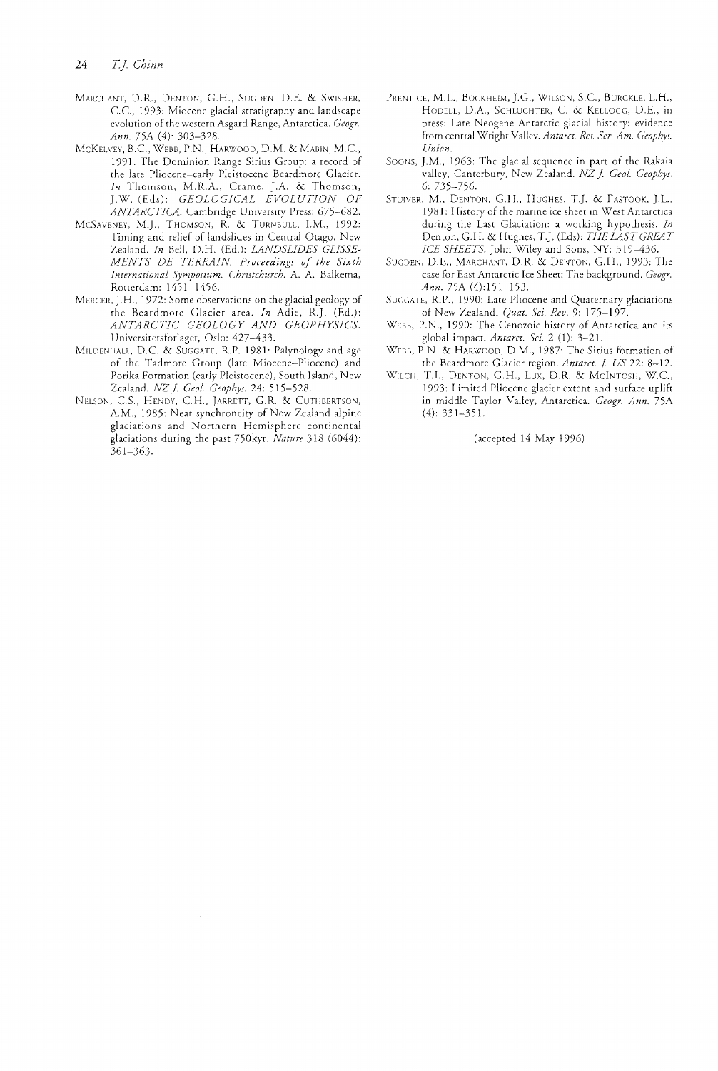MARCHANT, D.R., DENTON, G.H., SUGDEN, D.E. & SWISHER, C.C., 1993: Miocene glacial stratigraphy and landscape evolution of the western Asgard Range, Antarctica. *Geogr. Ann.* 75A (4): 303–328.

MCKELVEY, B.C., WEBB, P.N., HARWOOD, D.M. & MABIN, M.C., 1991: The Dominion Range Sirius Group: a record of the late Pliocene–early Pleistocene Beardmore Glacier. *In* Thomson, M.R.A., Crame, J.A. & Thomson, J.W. (Eds): *GEOLOGICAL EVOLUTION OF ANTARCTICA*. Cambridge University Press: 675–682.

MCSAVENEY, M.J., THOMSON, R. & TURNBULL, I.M., 1992: Timing and relief of landslides in Central Otago, New Zealand. *In* Bell, D.H. (Ed.): *LANDSLIDES GLISSEMENTS DE TERRAIN. Proceedings of the Sixth International Symposium, Christchurch.* A. A. Balkema, Rotterdam: 1451–1456.

MERCER, J.H., 1972: Some observations on the glacial geology of the Beardmore Glacier area. *In* Adie, R.J. (Ed.): *ANTARCTIC GEOLOGY AND GEOPHYSICS*. Universitetsforlaget, Oslo: 427–433.

MILDENHALL, D.C. & SUGGATE, R.P. 1981: Palynology and age of the Tadmore Group (late Miocene–Pliocene) and Porika Formation (early Pleistocene), South Island, New Zealand. *NZ J. Geol. Geophys.* 24: 515–528.

NELSON, C.S., HENDY, C.H., JARRETT, G.R. & CUTHBERTSON, A.M., 1985: Near synchroneity of New Zealand alpine glaciations and Northern Hemisphere continental glaciations during the past 750kyr. *Nature* 318 (6044): 361–363.

PRENTICE, M.L., BOCKHEIM, J.G., WILSON, S.C., BURCKLE, L.H., HODELL, D.A., SCHLUCHTER, C. & KELLOGG, D.E., in press: Late Neogene Antarctic glacial history: evidence from central Wright Valley. *Antarct. Res. Ser. Am. Geophys. Union.*

SOONS, J.M., 1963: The glacial sequence in part of the Rakaia valley, Canterbury, New Zealand. *NZ J. Geol. Geophys.* 6: 735–756.

STUIVER, M., DENTON, G.H., HUGHES, T.J. & FASTOOK, J.L., 1981: History of the marine ice sheet in West Antarctica during the Last Glaciation: a working hypothesis. *In* Denton, G.H. & Hughes, T.J. (Eds): *THE LAST GREAT ICE SHEETS*. John Wiley and Sons, NY: 319–436.

SUGDEN, D.E., MARCHANT, D.R. & DENTON, G.H., 1993: The case for East Antarctic Ice Sheet: The background. *Geogr. Ann.* 75A (4):151–153.

SUGGATE, R.P., 1990: Late Pliocene and Quaternary glaciations of New Zealand. *Quat. Sci. Rev.* 9: 175–197.

WEBB, P.N., 1990: The Cenozoic history of Antarctica and its global impact. *Antarct. Sci.* 2 (1): 3–21.

WEBB, P.N. & HARWOOD, D.M., 1987: The Sirius formation of the Beardmore Glacier region. *Antarct. J. US* 22: 8–12.

WILCH, T.I., DENTON, G.H., LUX, D.R. & MCINTOSH, W.C., 1993: Limited Pliocene glacier extent and surface uplift in middle Taylor Valley, Antarctica. *Geogr. Ann.* 75A (4): 331–351.

(accepted 14 May 1996)